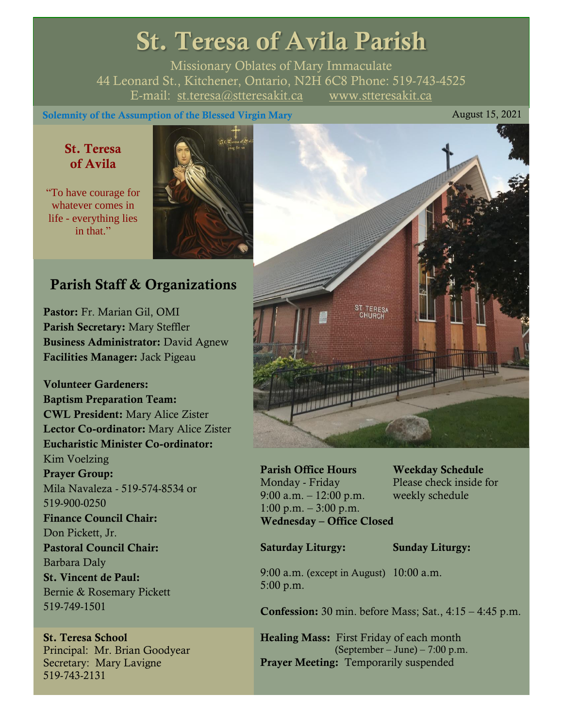# St. Teresa of Avila Parish

Missionary Oblates of Mary Immaculate
44 Leonard St., Kitchener, Ontario, N2H 6C8 Phone: 519-743-4525
E-mail: st.teresa@stteresakit.ca www.stteresakit.ca

**Solemnity of the Assumption of the Blessed Virgin Mary** August 15, 2021

### St. Teresa of Avila

"To have courage for whatever comes in life - everything lies in that."

## Parish Staff & Organizations

**Pastor:** Fr. Marian Gil, OMI
**Parish Secretary:** Mary Steffler
**Business Administrator:** David Agnew
**Facilities Manager:** Jack Pigeau

**Volunteer Gardeners:**
**Baptism Preparation Team:**
**CWL President:** Mary Alice Zister
**Lector Co-ordinator:** Mary Alice Zister
**Eucharistic Minister Co-ordinator:** Kim Voelzing
**Prayer Group:** Mila Navaleza - 519-574-8534 or 519-900-0250
**Finance Council Chair:** Don Pickett, Jr.
**Pastoral Council Chair:** Barbara Daly
**St. Vincent de Paul:** Bernie & Rosemary Pickett 519-749-1501

**St. Teresa School**
Principal: Mr. Brian Goodyear
Secretary: Mary Lavigne
519-743-2131

**Parish Office Hours**
Monday - Friday
9:00 a.m. – 12:00 p.m.
1:00 p.m. – 3:00 p.m.
**Wednesday – Office Closed**

**Weekday Schedule**
Please check inside for weekly schedule

**Saturday Liturgy:**
9:00 a.m. (except in August)
5:00 p.m.

**Sunday Liturgy:**
10:00 a.m.

**Confession:** 30 min. before Mass; Sat., 4:15 – 4:45 p.m.

**Healing Mass:** First Friday of each month (September – June) – 7:00 p.m.
**Prayer Meeting:** Temporarily suspended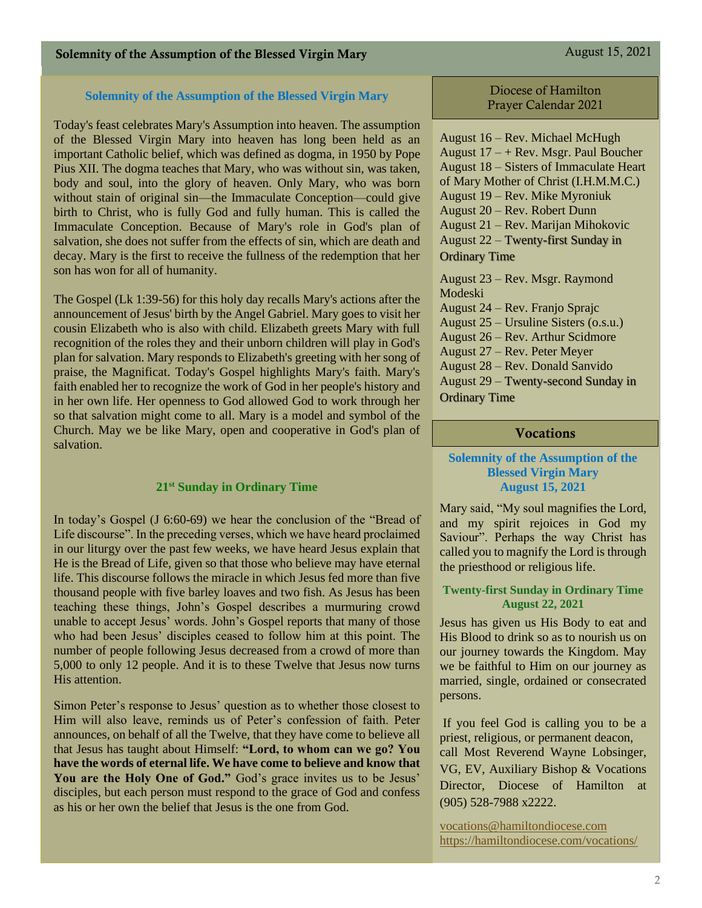## Solemnity of the Assumption of the Blessed Virgin Mary

Today's feast celebrates Mary's Assumption into heaven. The assumption of the Blessed Virgin Mary into heaven has long been held as an important Catholic belief, which was defined as dogma, in 1950 by Pope Pius XII. The dogma teaches that Mary, who was without sin, was taken, body and soul, into the glory of heaven. Only Mary, who was born without stain of original sin—the Immaculate Conception—could give birth to Christ, who is fully God and fully human. This is called the Immaculate Conception. Because of Mary's role in God's plan of salvation, she does not suffer from the effects of sin, which are death and decay. Mary is the first to receive the fullness of the redemption that her son has won for all of humanity.

The Gospel (Lk 1:39-56) for this holy day recalls Mary's actions after the announcement of Jesus' birth by the Angel Gabriel. Mary goes to visit her cousin Elizabeth who is also with child. Elizabeth greets Mary with full recognition of the roles they and their unborn children will play in God's plan for salvation. Mary responds to Elizabeth's greeting with her song of praise, the Magnificat. Today's Gospel highlights Mary's faith. Mary's faith enabled her to recognize the work of God in her people's history and in her own life. Her openness to God allowed God to work through her so that salvation might come to all. Mary is a model and symbol of the Church. May we be like Mary, open and cooperative in God's plan of salvation.

## 21st Sunday in Ordinary Time

In today's Gospel (J 6:60-69) we hear the conclusion of the "Bread of Life discourse". In the preceding verses, which we have heard proclaimed in our liturgy over the past few weeks, we have heard Jesus explain that He is the Bread of Life, given so that those who believe may have eternal life. This discourse follows the miracle in which Jesus fed more than five thousand people with five barley loaves and two fish. As Jesus has been teaching these things, John's Gospel describes a murmuring crowd unable to accept Jesus' words. John's Gospel reports that many of those who had been Jesus' disciples ceased to follow him at this point. The number of people following Jesus decreased from a crowd of more than 5,000 to only 12 people. And it is to these Twelve that Jesus now turns His attention.

Simon Peter's response to Jesus' question as to whether those closest to Him will also leave, reminds us of Peter's confession of faith. Peter announces, on behalf of all the Twelve, that they have come to believe all that Jesus has taught about Himself: **"Lord, to whom can we go? You have the words of eternal life. We have come to believe and know that You are the Holy One of God."** God's grace invites us to be Jesus' disciples, but each person must respond to the grace of God and confess as his or her own the belief that Jesus is the one from God.

## Diocese of Hamilton Prayer Calendar 2021

August 16 – Rev. Michael McHugh
August 17 – + Rev. Msgr. Paul Boucher
August 18 – Sisters of Immaculate Heart of Mary Mother of Christ (I.H.M.M.C.)
August 19 – Rev. Mike Myroniuk
August 20 – Rev. Robert Dunn
August 21 – Rev. Marijan Mihokovic
August 22 – Twenty-first Sunday in Ordinary Time

August 23 – Rev. Msgr. Raymond Modeski
August 24 – Rev. Franjo Sprajc
August 25 – Ursuline Sisters (o.s.u.)
August 26 – Rev. Arthur Scidmore
August 27 – Rev. Peter Meyer
August 28 – Rev. Donald Sanvido
August 29 – Twenty-second Sunday in Ordinary Time

## Vocations

### Solemnity of the Assumption of the Blessed Virgin Mary
### August 15, 2021

Mary said, "My soul magnifies the Lord, and my spirit rejoices in God my Saviour". Perhaps the way Christ has called you to magnify the Lord is through the priesthood or religious life.

### Twenty-first Sunday in Ordinary Time
### August 22, 2021

Jesus has given us His Body to eat and His Blood to drink so as to nourish us on our journey towards the Kingdom. May we be faithful to Him on our journey as married, single, ordained or consecrated persons.

If you feel God is calling you to be a priest, religious, or permanent deacon, call Most Reverend Wayne Lobsinger, VG, EV, Auxiliary Bishop & Vocations Director, Diocese of Hamilton at (905) 528-7988 x2222.

vocations@hamiltondiocese.com
https://hamiltondiocese.com/vocations/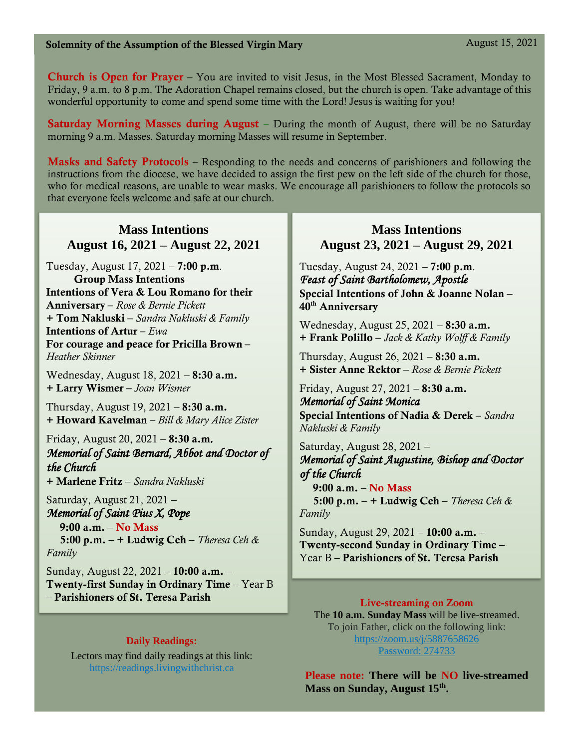**Solemnity of the Assumption of the Blessed Virgin Mary** August 15, 2021

**Church is Open for Prayer** – You are invited to visit Jesus, in the Most Blessed Sacrament, Monday to Friday, 9 a.m. to 8 p.m. The Adoration Chapel remains closed, but the church is open. Take advantage of this wonderful opportunity to come and spend some time with the Lord! Jesus is waiting for you!

**Saturday Morning Masses during August** – During the month of August, there will be no Saturday morning 9 a.m. Masses. Saturday morning Masses will resume in September.

**Masks and Safety Protocols** – Responding to the needs and concerns of parishioners and following the instructions from the diocese, we have decided to assign the first pew on the left side of the church for those, who for medical reasons, are unable to wear masks. We encourage all parishioners to follow the protocols so that everyone feels welcome and safe at our church.

## Mass Intentions August 16, 2021 – August 22, 2021

Tuesday, August 17, 2021 – **7:00 p.m**.
**Group Mass Intentions**
**Intentions of Vera & Lou Romano for their Anniversary –** *Rose & Bernie Pickett*
**+ Tom Nakluski –** *Sandra Nakluski & Family*
**Intentions of Artur –** *Ewa*
**For courage and peace for Pricilla Brown –** *Heather Skinner*

Wednesday, August 18, 2021 – **8:30 a.m.**
**+ Larry Wismer –** *Joan Wismer*

Thursday, August 19, 2021 – **8:30 a.m.**
**+ Howard Kavelman** – *Bill & Mary Alice Zister*

Friday, August 20, 2021 – **8:30 a.m.**
***Memorial of Saint Bernard, Abbot and Doctor of the Church***
**+ Marlene Fritz** – *Sandra Nakluski*

Saturday, August 21, 2021 –
***Memorial of Saint Pius X, Pope***
**9:00 a.m.** – **No Mass**
**5:00 p.m.** – **+ Ludwig Ceh** – *Theresa Ceh & Family*

Sunday, August 22, 2021 – **10:00 a.m.** – **Twenty-first Sunday in Ordinary Time** – Year B – **Parishioners of St. Teresa Parish**

## Mass Intentions August 23, 2021 – August 29, 2021

Tuesday, August 24, 2021 – **7:00 p.m**.
***Feast of Saint Bartholomew, Apostle***
**Special Intentions of John & Joanne Nolan – 40th Anniversary**

Wednesday, August 25, 2021 – **8:30 a.m.**
**+ Frank Polillo –** *Jack & Kathy Wolff & Family*

Thursday, August 26, 2021 – **8:30 a.m.**
**+ Sister Anne Rektor** – *Rose & Bernie Pickett*

Friday, August 27, 2021 – **8:30 a.m.**
***Memorial of Saint Monica***
**Special Intentions of Nadia & Derek –** *Sandra Nakluski & Family*

Saturday, August 28, 2021 –
***Memorial of Saint Augustine, Bishop and Doctor of the Church***
**9:00 a.m.** – **No Mass**
**5:00 p.m.** – **+ Ludwig Ceh** – *Theresa Ceh & Family*

Sunday, August 29, 2021 – **10:00 a.m.** – **Twenty-second Sunday in Ordinary Time** – Year B – **Parishioners of St. Teresa Parish**

**Daily Readings:**

Lectors may find daily readings at this link:
https://readings.livingwithchrist.ca

**Live-streaming on Zoom**

The **10 a.m. Sunday Mass** will be live-streamed.
To join Father, click on the following link:
https://zoom.us/j/5887658626
Password: 274733

**Please note: There will be NO live-streamed Mass on Sunday, August 15th.**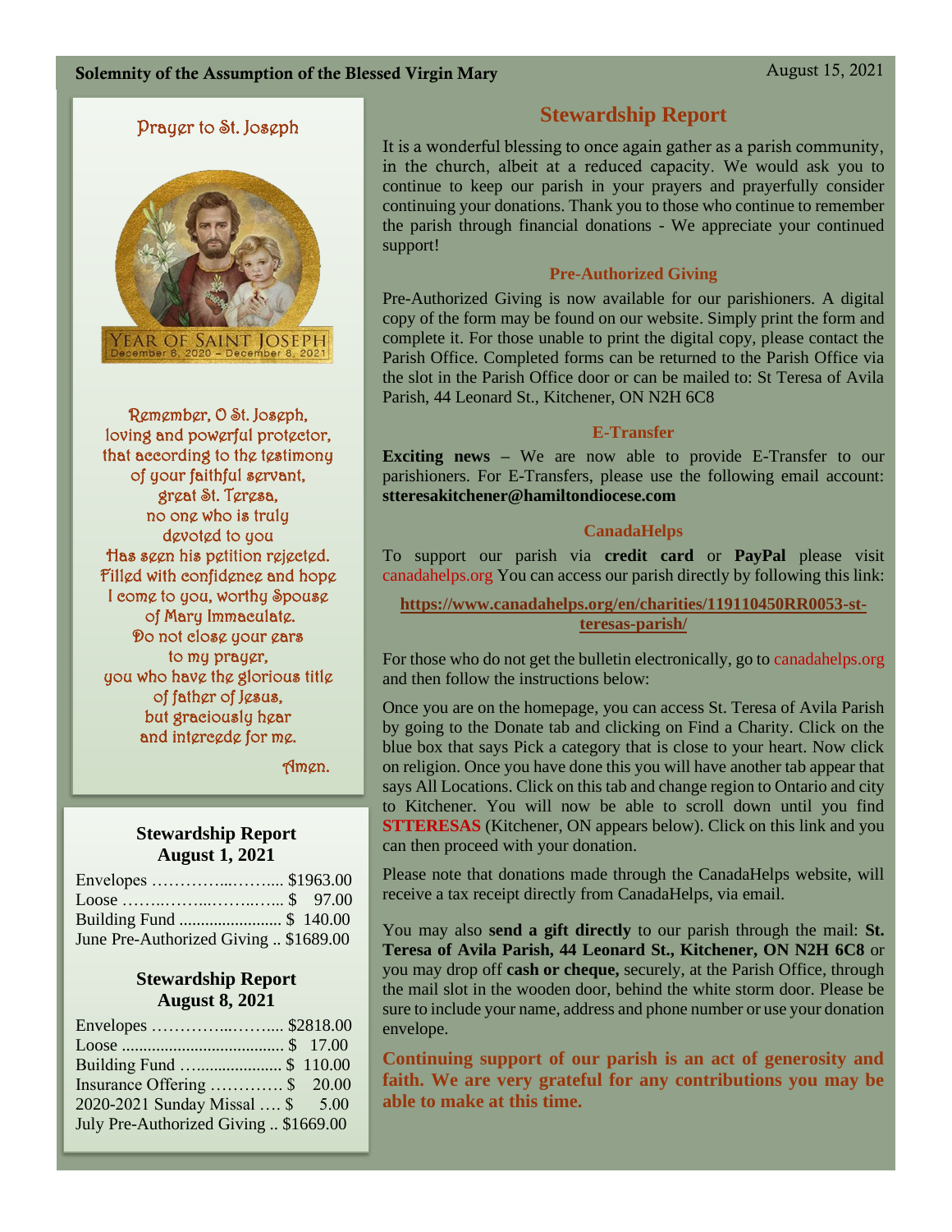**Solemnity of the Assumption of the Blessed Virgin Mary** August 15, 2021

## Prayer to St. Joseph

YEAR OF SAINT JOSEPH
December 8, 2020 – December 8, 2021

Remember, O St. Joseph,
loving and powerful protector,
that according to the testimony
of your faithful servant,
great St. Teresa,
no one who is truly
devoted to you
Has seen his petition rejected.
Filled with confidence and hope
I come to you, worthy Spouse
of Mary Immaculate.
Do not close your ears
to my prayer,
you who have the glorious title
of father of Jesus,
but graciously hear
and intercede for me.

Amen.

### Stewardship Report August 1, 2021

| Item | Amount |
|---|---|
| Envelopes | $1963.00 |
| Loose | $ 97.00 |
| Building Fund | $ 140.00 |
| June Pre-Authorized Giving | $1689.00 |

### Stewardship Report August 8, 2021

| Item | Amount |
|---|---|
| Envelopes | $2818.00 |
| Loose | $ 17.00 |
| Building Fund | $ 110.00 |
| Insurance Offering | $ 20.00 |
| 2020-2021 Sunday Missal | $ 5.00 |
| July Pre-Authorized Giving | $1669.00 |

## Stewardship Report

It is a wonderful blessing to once again gather as a parish community, in the church, albeit at a reduced capacity. We would ask you to continue to keep our parish in your prayers and prayerfully consider continuing your donations. Thank you to those who continue to remember the parish through financial donations - We appreciate your continued support!

### Pre-Authorized Giving

Pre-Authorized Giving is now available for our parishioners. A digital copy of the form may be found on our website. Simply print the form and complete it. For those unable to print the digital copy, please contact the Parish Office. Completed forms can be returned to the Parish Office via the slot in the Parish Office door or can be mailed to: St Teresa of Avila Parish, 44 Leonard St., Kitchener, ON N2H 6C8

### E-Transfer

**Exciting news** – We are now able to provide E-Transfer to our parishioners. For E-Transfers, please use the following email account: **stteresakitchener@hamiltondiocese.com**

### CanadaHelps

To support our parish via **credit card** or **PayPal** please visit canadahelps.org You can access our parish directly by following this link:

**https://www.canadahelps.org/en/charities/119110450RR0053-st-teresas-parish/**

For those who do not get the bulletin electronically, go to canadahelps.org and then follow the instructions below:

Once you are on the homepage, you can access St. Teresa of Avila Parish by going to the Donate tab and clicking on Find a Charity. Click on the blue box that says Pick a category that is close to your heart. Now click on religion. Once you have done this you will have another tab appear that says All Locations. Click on this tab and change region to Ontario and city to Kitchener. You will now be able to scroll down until you find **STTERESAS** (Kitchener, ON appears below). Click on this link and you can then proceed with your donation.

Please note that donations made through the CanadaHelps website, will receive a tax receipt directly from CanadaHelps, via email.

You may also **send a gift directly** to our parish through the mail: **St. Teresa of Avila Parish, 44 Leonard St., Kitchener, ON N2H 6C8** or you may drop off **cash or cheque,** securely, at the Parish Office, through the mail slot in the wooden door, behind the white storm door. Please be sure to include your name, address and phone number or use your donation envelope.

**Continuing support of our parish is an act of generosity and faith. We are very grateful for any contributions you may be able to make at this time.**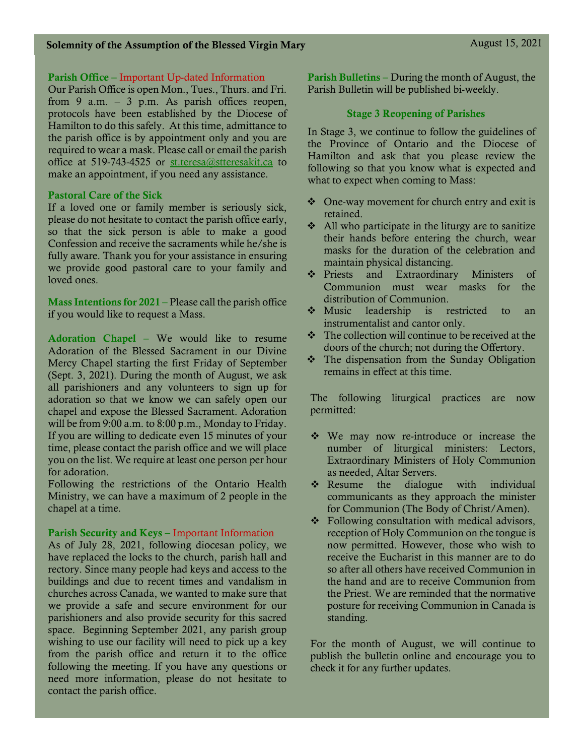**Solemnity of the Assumption of the Blessed Virgin Mary** August 15, 2021

**Parish Office – Important Up-dated Information**

Our Parish Office is open Mon., Tues., Thurs. and Fri. from 9 a.m. – 3 p.m. As parish offices reopen, protocols have been established by the Diocese of Hamilton to do this safely. At this time, admittance to the parish office is by appointment only and you are required to wear a mask. Please call or email the parish office at 519-743-4525 or st.teresa@stteresakit.ca to make an appointment, if you need any assistance.

**Pastoral Care of the Sick**

If a loved one or family member is seriously sick, please do not hesitate to contact the parish office early, so that the sick person is able to make a good Confession and receive the sacraments while he/she is fully aware. Thank you for your assistance in ensuring we provide good pastoral care to your family and loved ones.

**Mass Intentions for 2021** – Please call the parish office if you would like to request a Mass.

**Adoration Chapel** – We would like to resume Adoration of the Blessed Sacrament in our Divine Mercy Chapel starting the first Friday of September (Sept. 3, 2021). During the month of August, we ask all parishioners and any volunteers to sign up for adoration so that we know we can safely open our chapel and expose the Blessed Sacrament. Adoration will be from 9:00 a.m. to 8:00 p.m., Monday to Friday. If you are willing to dedicate even 15 minutes of your time, please contact the parish office and we will place you on the list. We require at least one person per hour for adoration.

Following the restrictions of the Ontario Health Ministry, we can have a maximum of 2 people in the chapel at a time.

**Parish Security and Keys – Important Information**

As of July 28, 2021, following diocesan policy, we have replaced the locks to the church, parish hall and rectory. Since many people had keys and access to the buildings and due to recent times and vandalism in churches across Canada, we wanted to make sure that we provide a safe and secure environment for our parishioners and also provide security for this sacred space. Beginning September 2021, any parish group wishing to use our facility will need to pick up a key from the parish office and return it to the office following the meeting. If you have any questions or need more information, please do not hesitate to contact the parish office.

**Parish Bulletins** – During the month of August, the Parish Bulletin will be published bi-weekly.

**Stage 3 Reopening of Parishes**

In Stage 3, we continue to follow the guidelines of the Province of Ontario and the Diocese of Hamilton and ask that you please review the following so that you know what is expected and what to expect when coming to Mass:

- One-way movement for church entry and exit is retained.
- All who participate in the liturgy are to sanitize their hands before entering the church, wear masks for the duration of the celebration and maintain physical distancing.
- Priests and Extraordinary Ministers of Communion must wear masks for the distribution of Communion.
- Music leadership is restricted to an instrumentalist and cantor only.
- The collection will continue to be received at the doors of the church; not during the Offertory.
- The dispensation from the Sunday Obligation remains in effect at this time.

The following liturgical practices are now permitted:

- We may now re-introduce or increase the number of liturgical ministers: Lectors, Extraordinary Ministers of Holy Communion as needed, Altar Servers.
- Resume the dialogue with individual communicants as they approach the minister for Communion (The Body of Christ/Amen).
- Following consultation with medical advisors, reception of Holy Communion on the tongue is now permitted. However, those who wish to receive the Eucharist in this manner are to do so after all others have received Communion in the hand and are to receive Communion from the Priest. We are reminded that the normative posture for receiving Communion in Canada is standing.

For the month of August, we will continue to publish the bulletin online and encourage you to check it for any further updates.